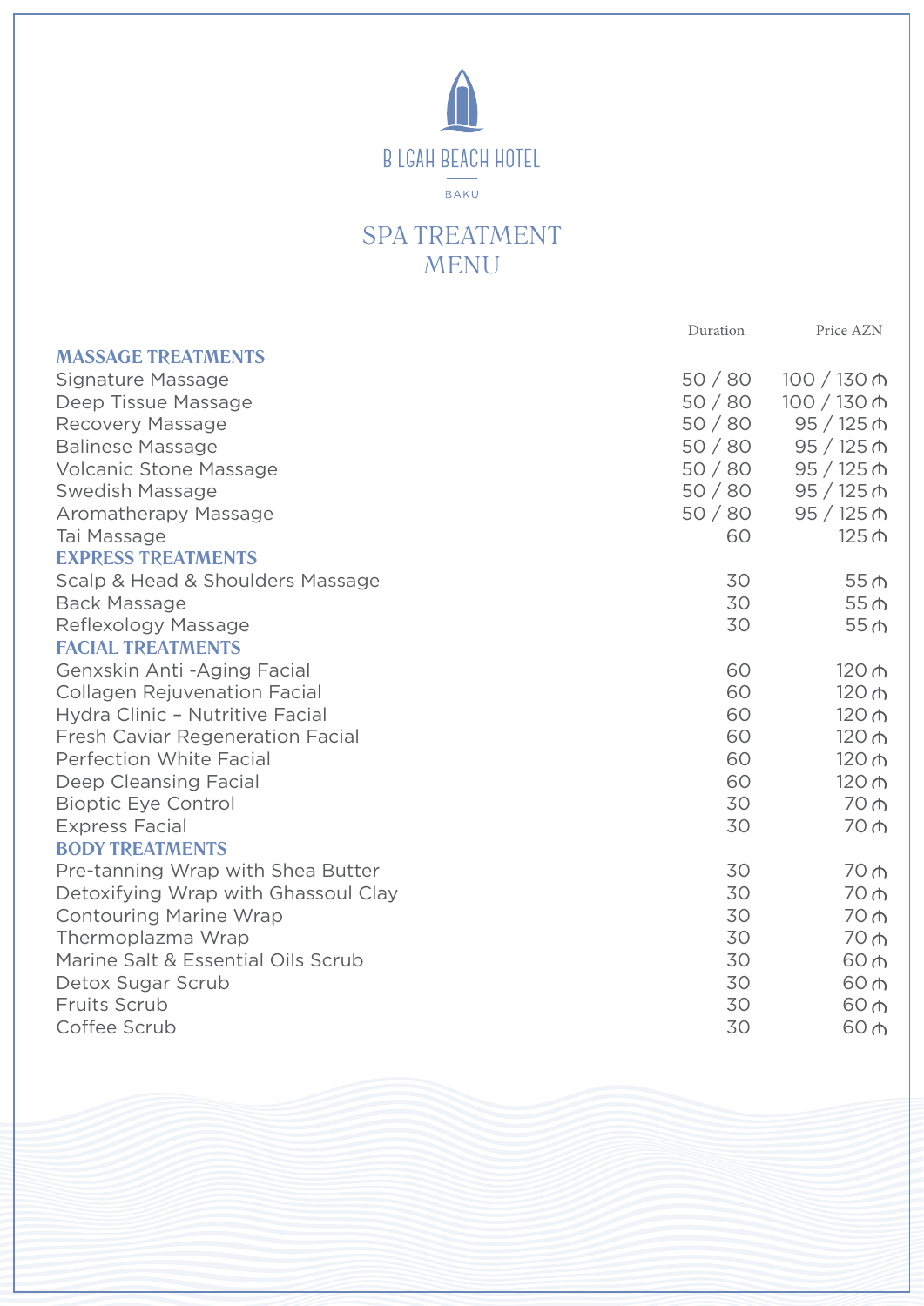BILGAH BEACH HOTEL

BAKU

# SPA TREATMENT MENU

| | Duration | Price AZN |
|---|---|---|
| **MASSAGE TREATMENTS** | | |
| Signature Massage | 50 / 80 | 100 / 130 ₼ |
| Deep Tissue Massage | 50 / 80 | 100 / 130 ₼ |
| Recovery Massage | 50 / 80 | 95 / 125 ₼ |
| Balinese Massage | 50 / 80 | 95 / 125 ₼ |
| Volcanic Stone Massage | 50 / 80 | 95 / 125 ₼ |
| Swedish Massage | 50 / 80 | 95 / 125 ₼ |
| Aromatherapy Massage | 50 / 80 | 95 / 125 ₼ |
| Tai Massage | 60 | 125 ₼ |
| **EXPRESS TREATMENTS** | | |
| Scalp & Head & Shoulders Massage | 30 | 55 ₼ |
| Back Massage | 30 | 55 ₼ |
| Reflexology Massage | 30 | 55 ₼ |
| **FACIAL TREATMENTS** | | |
| Genxskin Anti -Aging Facial | 60 | 120 ₼ |
| Collagen Rejuvenation Facial | 60 | 120 ₼ |
| Hydra Clinic – Nutritive Facial | 60 | 120 ₼ |
| Fresh Caviar Regeneration Facial | 60 | 120 ₼ |
| Perfection White Facial | 60 | 120 ₼ |
| Deep Cleansing Facial | 60 | 120 ₼ |
| Bioptic Eye Control | 30 | 70 ₼ |
| Express Facial | 30 | 70 ₼ |
| **BODY TREATMENTS** | | |
| Pre-tanning Wrap with Shea Butter | 30 | 70 ₼ |
| Detoxifying Wrap with Ghassoul Clay | 30 | 70 ₼ |
| Contouring Marine Wrap | 30 | 70 ₼ |
| Thermoplazma Wrap | 30 | 70 ₼ |
| Marine Salt & Essential Oils Scrub | 30 | 60 ₼ |
| Detox Sugar Scrub | 30 | 60 ₼ |
| Fruits Scrub | 30 | 60 ₼ |
| Coffee Scrub | 30 | 60 ₼ |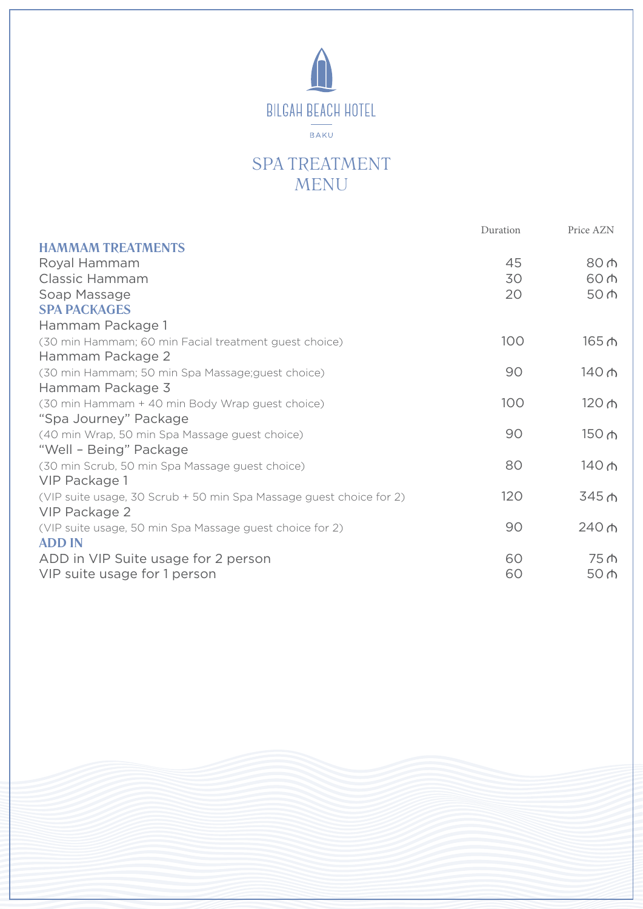BILGAH BEACH HOTEL

BAKU

# SPA TREATMENT MENU

| | Duration | Price AZN |
|---|---|---|
| **HAMMAM TREATMENTS** | | |
| Royal Hammam | 45 | 80 ₼ |
| Classic Hammam | 30 | 60 ₼ |
| Soap Massage | 20 | 50 ₼ |
| **SPA PACKAGES** | | |
| Hammam Package 1 (30 min Hammam; 60 min Facial treatment guest choice) | 100 | 165 ₼ |
| Hammam Package 2 (30 min Hammam; 50 min Spa Massage;guest choice) | 90 | 140 ₼ |
| Hammam Package 3 (30 min Hammam + 40 min Body Wrap guest choice) | 100 | 120 ₼ |
| "Spa Journey" Package (40 min Wrap, 50 min Spa Massage guest choice) | 90 | 150 ₼ |
| "Well – Being" Package (30 min Scrub, 50 min Spa Massage guest choice) | 80 | 140 ₼ |
| VIP Package 1 (VIP suite usage, 30 Scrub + 50 min Spa Massage guest choice for 2) | 120 | 345 ₼ |
| VIP Package 2 (VIP suite usage, 50 min Spa Massage guest choice for 2) | 90 | 240 ₼ |
| **ADD IN** | | |
| ADD in VIP Suite usage for 2 person | 60 | 75 ₼ |
| VIP suite usage for 1 person | 60 | 50 ₼ |